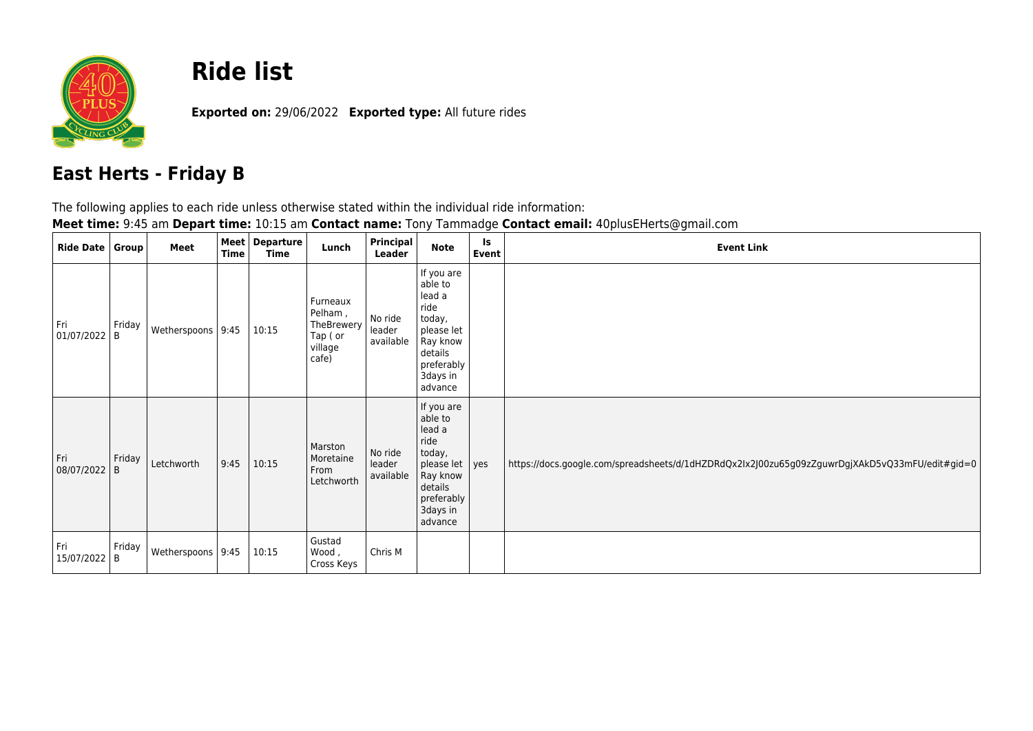# Ride list

**Exported on:** 29/06/2022 **Exported type:** All future rides

## East Herts - Friday B

The following applies to each ride unless otherwise stated within the individual ride information:

**Meet time:** 9:45 am **Depart time:** 10:15 am **Contact name:** Tony Tammadge **Contact email:** 40plusEHerts@gmail.com

| Ride Date | Group | Meet | Meet Time | Departure Time | Lunch | Principal Leader | Note | Is Event | Event Link |
|---|---|---|---|---|---|---|---|---|---|
| Fri 01/07/2022 | Friday B | Wetherspoons | 9:45 | 10:15 | Furneaux Pelham , TheBrewery Tap ( or village cafe) | No ride leader available | If you are able to lead a ride today, please let Ray know details preferably 3days in advance | | |
| Fri 08/07/2022 | Friday B | Letchworth | 9:45 | 10:15 | Marston Moretaine From Letchworth | No ride leader available | If you are able to lead a ride today, please let Ray know details preferably 3days in advance | yes | https://docs.google.com/spreadsheets/d/1dHZDRdQx2Ix2J00zu65g09zZguwrDgjXAkD5vQ33mFU/edit#gid=0 |
| Fri 15/07/2022 | Friday B | Wetherspoons | 9:45 | 10:15 | Gustad Wood , Cross Keys | Chris M | | | |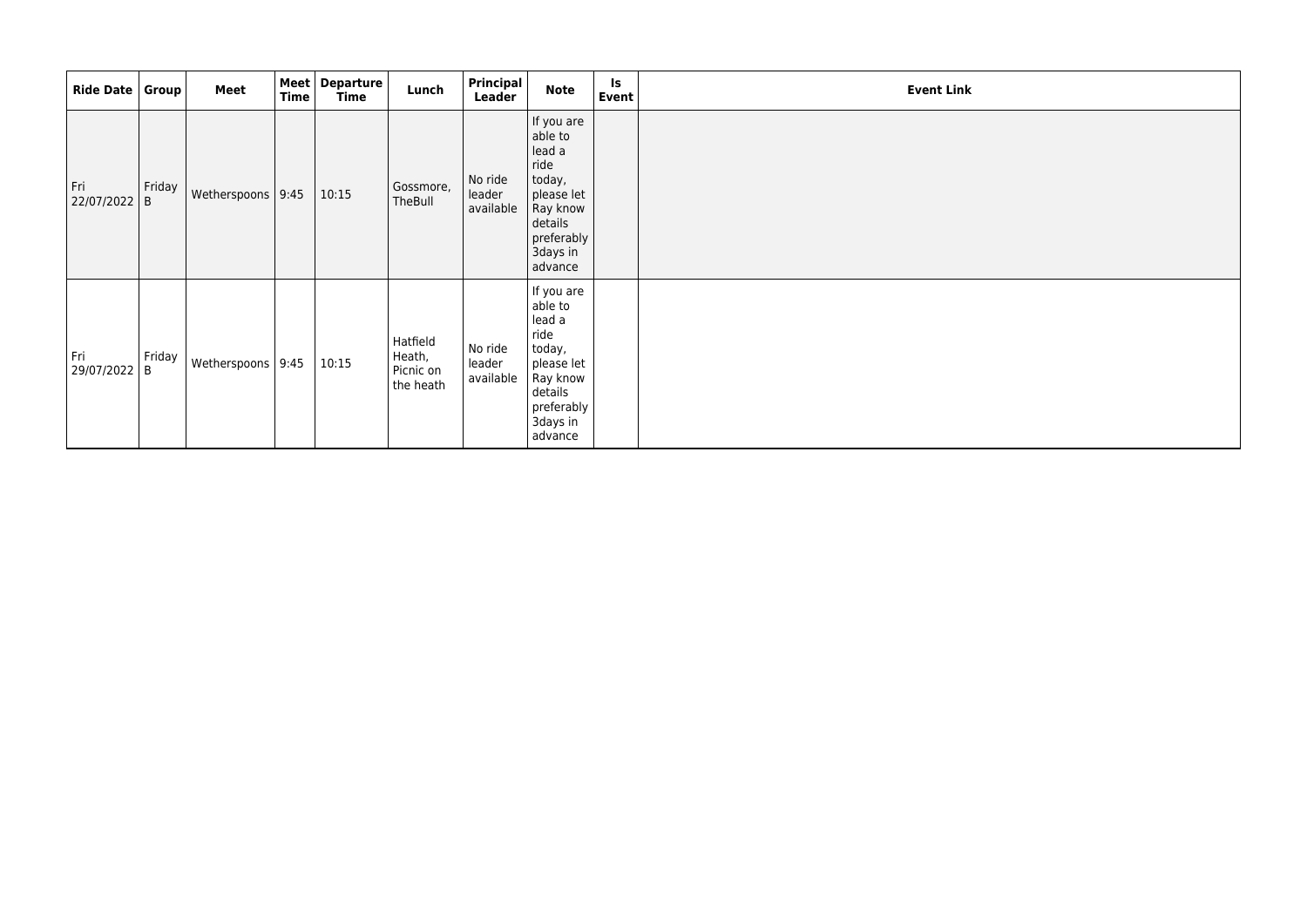| Ride Date | Group | Meet | Meet Time | Departure Time | Lunch | Principal Leader | Note | Is Event | Event Link |
|---|---|---|---|---|---|---|---|---|---|
| Fri 22/07/2022 | Friday B | Wetherspoons | 9:45 | 10:15 | Gossmore, TheBull | No ride leader available | If you are able to lead a ride today, please let Ray know details preferably 3days in advance | | |
| Fri 29/07/2022 | Friday B | Wetherspoons | 9:45 | 10:15 | Hatfield Heath, Picnic on the heath | No ride leader available | If you are able to lead a ride today, please let Ray know details preferably 3days in advance | | |